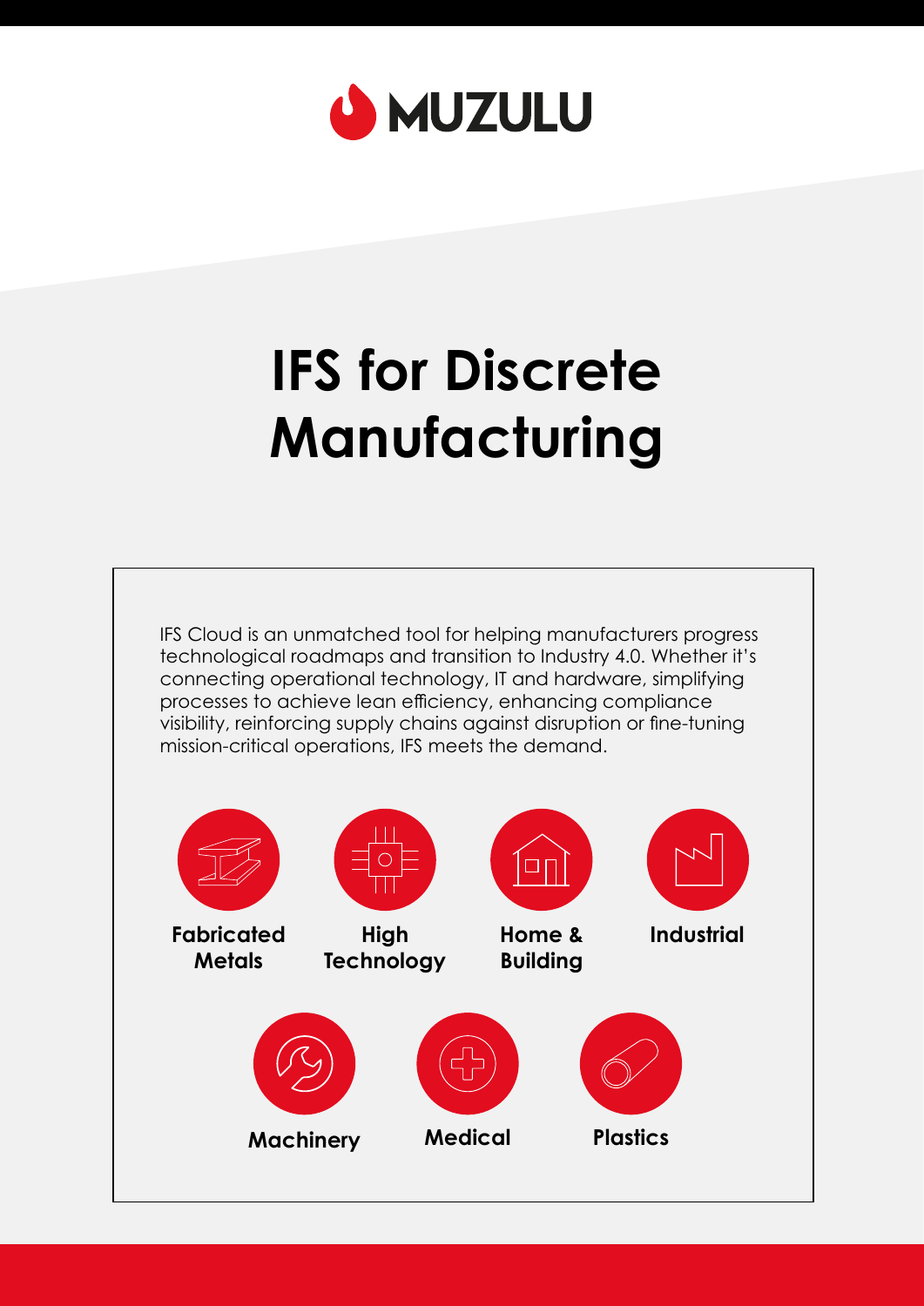MUZULU

# IFS for Discrete Manufacturing

IFS Cloud is an unmatched tool for helping manufacturers progress technological roadmaps and transition to Industry 4.0. Whether it's connecting operational technology, IT and hardware, simplifying processes to achieve lean efficiency, enhancing compliance visibility, reinforcing supply chains against disruption or fine-tuning mission-critical operations, IFS meets the demand.

**Fabricated Metals**

**High Technology**

**Home & Building**

**Industrial**

**Machinery**

**Medical**

**Plastics**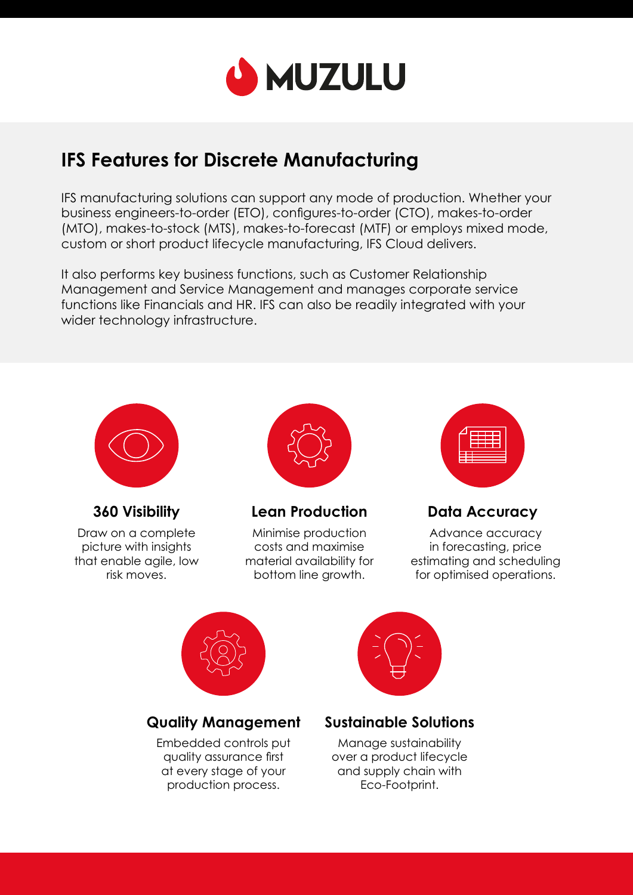# MUZULU

## IFS Features for Discrete Manufacturing

IFS manufacturing solutions can support any mode of production. Whether your business engineers-to-order (ETO), configures-to-order (CTO), makes-to-order (MTO), makes-to-stock (MTS), makes-to-forecast (MTF) or employs mixed mode, custom or short product lifecycle manufacturing, IFS Cloud delivers.

It also performs key business functions, such as Customer Relationship Management and Service Management and manages corporate service functions like Financials and HR. IFS can also be readily integrated with your wider technology infrastructure.

### 360 Visibility

Draw on a complete picture with insights that enable agile, low risk moves.

### Lean Production

Minimise production costs and maximise material availability for bottom line growth.

### Data Accuracy

Advance accuracy in forecasting, price estimating and scheduling for optimised operations.

### Quality Management

Embedded controls put quality assurance first at every stage of your production process.

### Sustainable Solutions

Manage sustainability over a product lifecycle and supply chain with Eco-Footprint.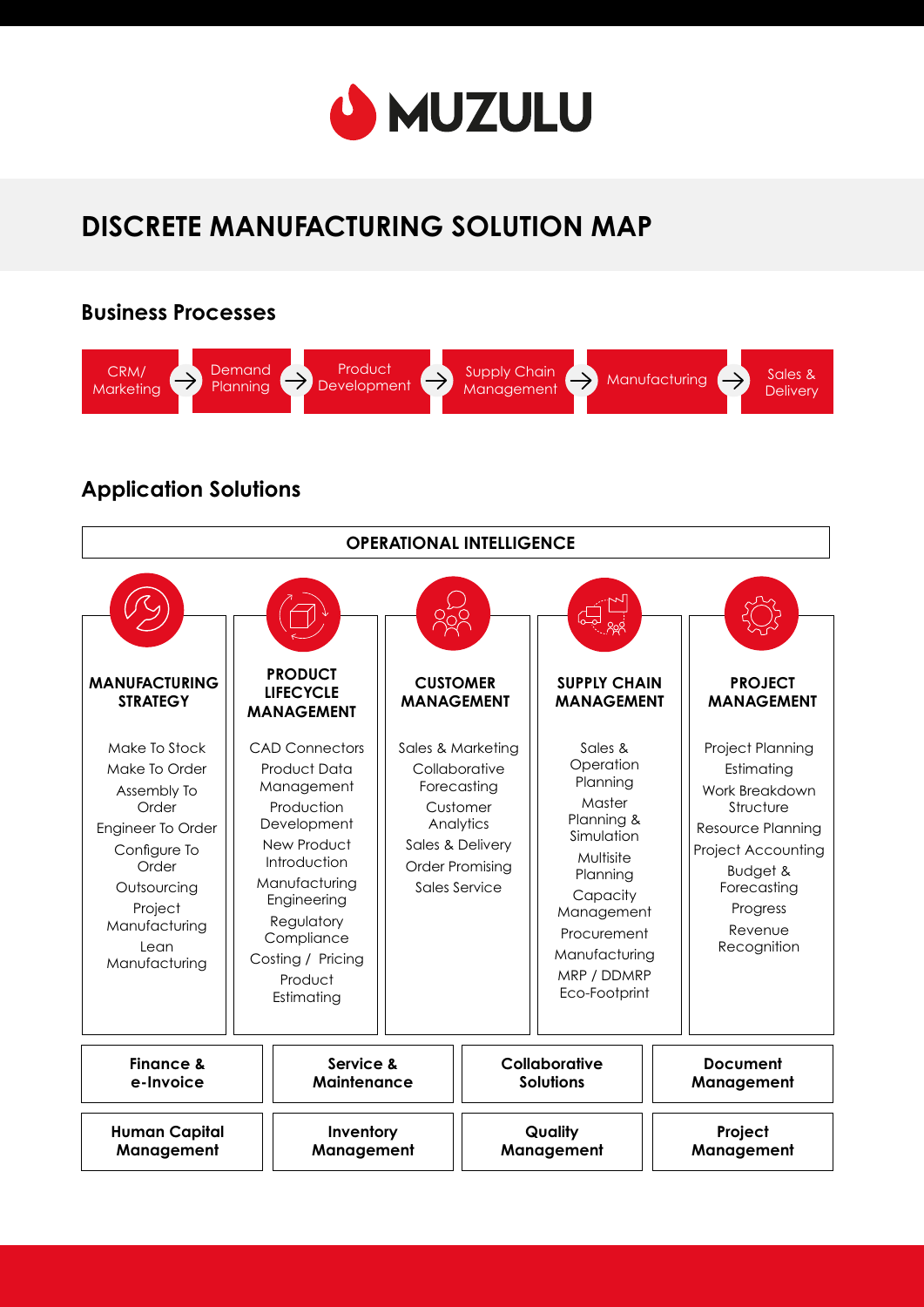# MUZULU

## DISCRETE MANUFACTURING SOLUTION MAP

### Business Processes

CRM/ Marketing → Demand Planning → Product Development → Supply Chain Management → Manufacturing → Sales & Delivery

### Application Solutions

**OPERATIONAL INTELLIGENCE**

| MANUFACTURING STRATEGY | PRODUCT LIFECYCLE MANAGEMENT | CUSTOMER MANAGEMENT | SUPPLY CHAIN MANAGEMENT | PROJECT MANAGEMENT |
|---|---|---|---|---|
| Make To Stock | CAD Connectors | Sales & Marketing | Sales & Operation Planning | Project Planning |
| Make To Order | Product Data Management | Collaborative Forecasting | Master Planning & Simulation | Estimating |
| Assembly To Order | Production Development | Customer Analytics | Multisite Planning | Work Breakdown Structure |
| Engineer To Order | New Product Introduction | Sales & Delivery | Capacity Management | Resource Planning |
| Configure To Order | Manufacturing Engineering | Order Promising | Procurement | Project Accounting |
| Outsourcing | Regulatory Compliance | Sales Service | Manufacturing | Budget & Forecasting |
| Project Manufacturing | Costing / Pricing | | MRP / DDMRP | Progress |
| Lean Manufacturing | Product Estimating | | Eco-Footprint | Revenue Recognition |

| | | | |
|---|---|---|---|
| **Finance & e-Invoice** | **Service & Maintenance** | **Collaborative Solutions** | **Document Management** |
| **Human Capital Management** | **Inventory Management** | **Quality Management** | **Project Management** |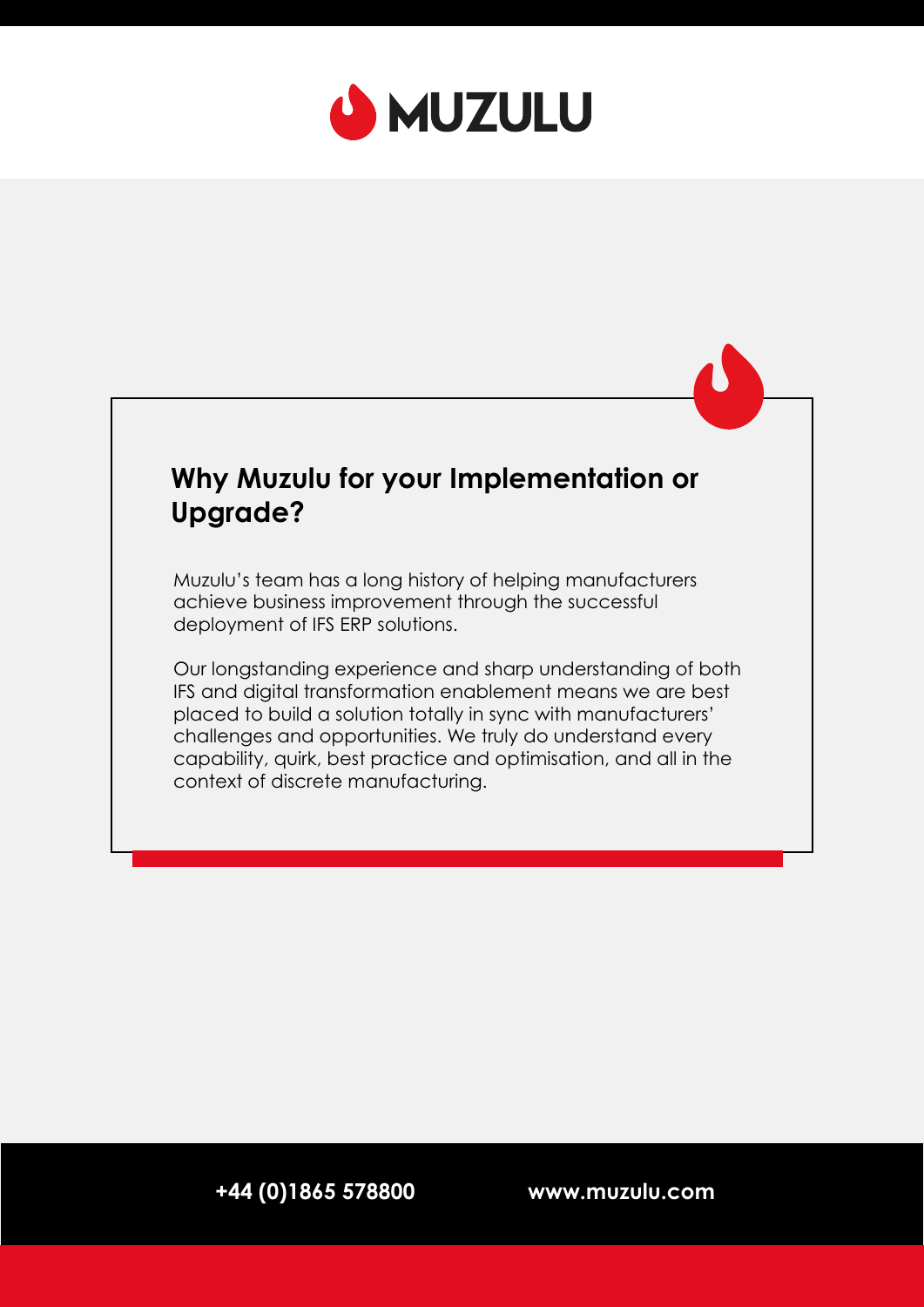# MUZULU

## Why Muzulu for your Implementation or Upgrade?

Muzulu's team has a long history of helping manufacturers achieve business improvement through the successful deployment of IFS ERP solutions.

Our longstanding experience and sharp understanding of both IFS and digital transformation enablement means we are best placed to build a solution totally in sync with manufacturers' challenges and opportunities. We truly do understand every capability, quirk, best practice and optimisation, and all in the context of discrete manufacturing.

**+44 (0)1865 578800** **www.muzulu.com**